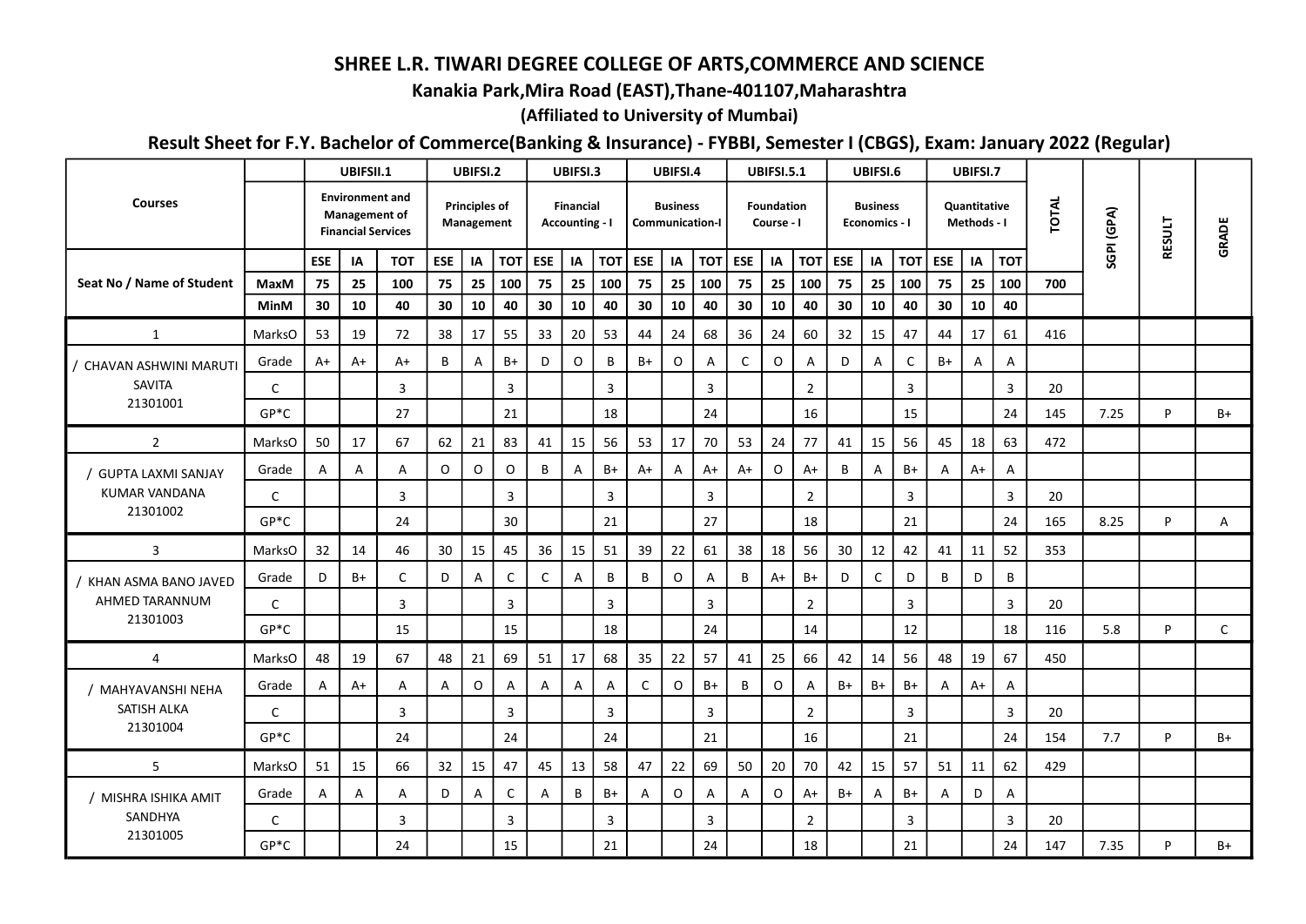# SHREE L.R. TIWARI DEGREE COLLEGE OF ARTS,COMMERCE AND SCIENCE

## Kanakia Park,Mira Road (EAST),Thane-401107,Maharashtra

### (Affiliated to University of Mumbai)

### Result Sheet for F.Y. Bachelor of Commerce(Banking & Insurance) - FYBBI, Semester I (CBGS), Exam: January 2022 (Regular)

| Courses | | UBIFSII.1 | | | UBIFSI.2 | | | UBIFSI.3 | | | UBIFSI.4 | | | UBIFSI.5.1 | | | UBIFSI.6 | | | UBIFSI.7 | | | TOTAL | SGPI (GPA) | RESULT | GRADE |
|---|---|---|---|---|---|---|---|---|---|---|---|---|---|---|---|---|---|---|---|---|---|---|---|---|---|---|
| | | Environment and Management of Financial Services | | | Principles of Management | | | Financial Accounting - I | | | Business Communication-I | | | Foundation Course - I | | | Business Economics - I | | | Quantitative Methods - I | | | | | | |
| | | ESE | IA | TOT | ESE | IA | TOT | ESE | IA | TOT | ESE | IA | TOT | ESE | IA | TOT | ESE | IA | TOT | ESE | IA | TOT | | | | |
| Seat No / Name of Student | MaxM | 75 | 25 | 100 | 75 | 25 | 100 | 75 | 25 | 100 | 75 | 25 | 100 | 75 | 25 | 100 | 75 | 25 | 100 | 75 | 25 | 100 | 700 | | | |
| | MinM | 30 | 10 | 40 | 30 | 10 | 40 | 30 | 10 | 40 | 30 | 10 | 40 | 30 | 10 | 40 | 30 | 10 | 40 | 30 | 10 | 40 | | | | |
| 1 | MarksO | 53 | 19 | 72 | 38 | 17 | 55 | 33 | 20 | 53 | 44 | 24 | 68 | 36 | 24 | 60 | 32 | 15 | 47 | 44 | 17 | 61 | 416 | | | |
| / CHAVAN ASHWINI MARUTI | Grade | A+ | A+ | A+ | B | A | B+ | D | O | B | B+ | O | A | C | O | A | D | A | C | B+ | A | A | | | | |
| SAVITA | C | | | 3 | | | 3 | | | 3 | | | 3 | | | 2 | | | 3 | | | 3 | 20 | | | |
| 21301001 | GP*C | | | 27 | | | 21 | | | 18 | | | 24 | | | 16 | | | 15 | | | 24 | 145 | 7.25 | P | B+ |
| 2 | MarksO | 50 | 17 | 67 | 62 | 21 | 83 | 41 | 15 | 56 | 53 | 17 | 70 | 53 | 24 | 77 | 41 | 15 | 56 | 45 | 18 | 63 | 472 | | | |
| / GUPTA LAXMI SANJAY | Grade | A | A | A | O | O | O | B | A | B+ | A+ | A | A+ | A+ | O | A+ | B | A | B+ | A | A+ | A | | | | |
| KUMAR VANDANA | C | | | 3 | | | 3 | | | 3 | | | 3 | | | 2 | | | 3 | | | 3 | 20 | | | |
| 21301002 | GP*C | | | 24 | | | 30 | | | 21 | | | 27 | | | 18 | | | 21 | | | 24 | 165 | 8.25 | P | A |
| 3 | MarksO | 32 | 14 | 46 | 30 | 15 | 45 | 36 | 15 | 51 | 39 | 22 | 61 | 38 | 18 | 56 | 30 | 12 | 42 | 41 | 11 | 52 | 353 | | | |
| / KHAN ASMA BANO JAVED | Grade | D | B+ | C | D | A | C | C | A | B | B | O | A | B | A+ | B+ | D | C | D | B | D | B | | | | |
| AHMED TARANNUM | C | | | 3 | | | 3 | | | 3 | | | 3 | | | 2 | | | 3 | | | 3 | 20 | | | |
| 21301003 | GP*C | | | 15 | | | 15 | | | 18 | | | 24 | | | 14 | | | 12 | | | 18 | 116 | 5.8 | P | C |
| 4 | MarksO | 48 | 19 | 67 | 48 | 21 | 69 | 51 | 17 | 68 | 35 | 22 | 57 | 41 | 25 | 66 | 42 | 14 | 56 | 48 | 19 | 67 | 450 | | | |
| / MAHYAVANSHI NEHA | Grade | A | A+ | A | A | O | A | A | A | A | C | O | B+ | B | O | A | B+ | B+ | B+ | A | A+ | A | | | | |
| SATISH ALKA | C | | | 3 | | | 3 | | | 3 | | | 3 | | | 2 | | | 3 | | | 3 | 20 | | | |
| 21301004 | GP*C | | | 24 | | | 24 | | | 24 | | | 21 | | | 16 | | | 21 | | | 24 | 154 | 7.7 | P | B+ |
| 5 | MarksO | 51 | 15 | 66 | 32 | 15 | 47 | 45 | 13 | 58 | 47 | 22 | 69 | 50 | 20 | 70 | 42 | 15 | 57 | 51 | 11 | 62 | 429 | | | |
| / MISHRA ISHIKA AMIT | Grade | A | A | A | D | A | C | A | B | B+ | A | O | A | A | O | A+ | B+ | A | B+ | A | D | A | | | | |
| SANDHYA | C | | | 3 | | | 3 | | | 3 | | | 3 | | | 2 | | | 3 | | | 3 | 20 | | | |
| 21301005 | GP*C | | | 24 | | | 15 | | | 21 | | | 24 | | | 18 | | | 21 | | | 24 | 147 | 7.35 | P | B+ |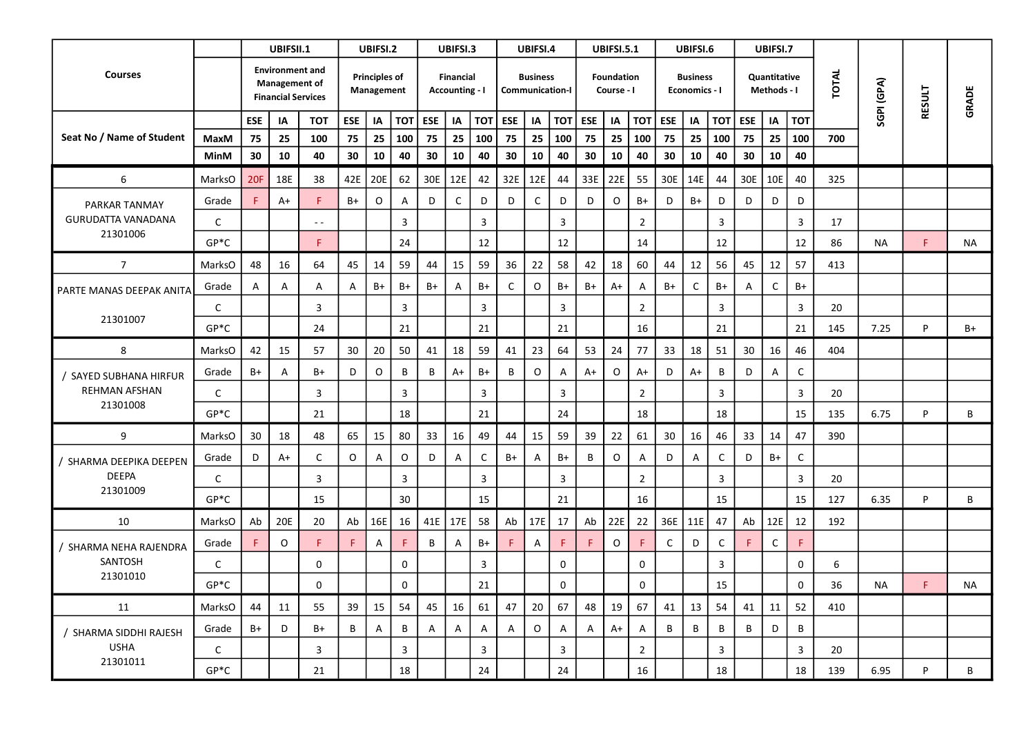| Courses | | UBIFSII.1 | | | UBIFSI.2 | | | UBIFSI.3 | | | UBIFSI.4 | | | UBIFSI.5.1 | | | UBIFSI.6 | | | UBIFSI.7 | | | TOTAL | SGPI (GPA) | RESULT | GRADE |
|---|---|---|---|---|---|---|---|---|---|---|---|---|---|---|---|---|---|---|---|---|---|---|---|---|---|---|---|
| | | Environment and Management of Financial Services | | | Principles of Management | | | Financial Accounting - I | | | Business Communication-I | | | Foundation Course - I | | | Business Economics - I | | | Quantitative Methods - I | | | | | | |
| Seat No / Name of Student | | ESE | IA | TOT | ESE | IA | TOT | ESE | IA | TOT | ESE | IA | TOT | ESE | IA | TOT | ESE | IA | TOT | ESE | IA | TOT | | | | |
| | MaxM | 75 | 25 | 100 | 75 | 25 | 100 | 75 | 25 | 100 | 75 | 25 | 100 | 75 | 25 | 100 | 75 | 25 | 100 | 75 | 25 | 100 | 700 | | | |
| | MinM | 30 | 10 | 40 | 30 | 10 | 40 | 30 | 10 | 40 | 30 | 10 | 40 | 30 | 10 | 40 | 30 | 10 | 40 | 30 | 10 | 40 | | | | |
| 6 | MarksO | 20F | 18E | 38 | 42E | 20E | 62 | 30E | 12E | 42 | 32E | 12E | 44 | 33E | 22E | 55 | 30E | 14E | 44 | 30E | 10E | 40 | 325 | | | |
| PARKAR TANMAY GURUDATTA VANADANA 21301006 | Grade | F | A+ | F | B+ | O | A | D | C | D | D | C | D | D | O | B+ | D | B+ | D | D | D | D | | | | |
| | C | | | - - | | | 3 | | | 3 | | | 3 | | | 2 | | | 3 | | | 3 | 17 | | | |
| | GP*C | | | F | | | 24 | | | 12 | | | 12 | | | 14 | | | 12 | | | 12 | 86 | NA | F | NA |
| 7 | MarksO | 48 | 16 | 64 | 45 | 14 | 59 | 44 | 15 | 59 | 36 | 22 | 58 | 42 | 18 | 60 | 44 | 12 | 56 | 45 | 12 | 57 | 413 | | | |
| PARTE MANAS DEEPAK ANITA 21301007 | Grade | A | A | A | A | B+ | B+ | B+ | A | B+ | C | O | B+ | B+ | A+ | A | B+ | C | B+ | A | C | B+ | | | | |
| | C | | | 3 | | | 3 | | | 3 | | | 3 | | | 2 | | | 3 | | | 3 | 20 | | | |
| | GP*C | | | 24 | | | 21 | | | 21 | | | 21 | | | 16 | | | 21 | | | 21 | 145 | 7.25 | P | B+ |
| 8 | MarksO | 42 | 15 | 57 | 30 | 20 | 50 | 41 | 18 | 59 | 41 | 23 | 64 | 53 | 24 | 77 | 33 | 18 | 51 | 30 | 16 | 46 | 404 | | | |
| / SAYED SUBHANA HIRFUR REHMAN AFSHAN 21301008 | Grade | B+ | A | B+ | D | O | B | B | A+ | B+ | B | O | A | A+ | O | A+ | D | A+ | B | D | A | C | | | | |
| | C | | | 3 | | | 3 | | | 3 | | | 3 | | | 2 | | | 3 | | | 3 | 20 | | | |
| | GP*C | | | 21 | | | 18 | | | 21 | | | 24 | | | 18 | | | 18 | | | 15 | 135 | 6.75 | P | B |
| 9 | MarksO | 30 | 18 | 48 | 65 | 15 | 80 | 33 | 16 | 49 | 44 | 15 | 59 | 39 | 22 | 61 | 30 | 16 | 46 | 33 | 14 | 47 | 390 | | | |
| / SHARMA DEEPIKA DEEPEN DEEPA 21301009 | Grade | D | A+ | C | O | A | O | D | A | C | B+ | A | B+ | B | O | A | D | A | C | D | B+ | C | | | | |
| | C | | | 3 | | | 3 | | | 3 | | | 3 | | | 2 | | | 3 | | | 3 | 20 | | | |
| | GP*C | | | 15 | | | 30 | | | 15 | | | 21 | | | 16 | | | 15 | | | 15 | 127 | 6.35 | P | B |
| 10 | MarksO | Ab | 20E | 20 | Ab | 16E | 16 | 41E | 17E | 58 | Ab | 17E | 17 | Ab | 22E | 22 | 36E | 11E | 47 | Ab | 12E | 12 | 192 | | | |
| / SHARMA NEHA RAJENDRA SANTOSH 21301010 | Grade | F | O | F | F | A | F | B | A | B+ | F | A | F | F | O | F | C | D | C | F | C | F | | | | |
| | C | | | 0 | | | 0 | | | 3 | | | 0 | | | 0 | | | 3 | | | 0 | 6 | | | |
| | GP*C | | | 0 | | | 0 | | | 21 | | | 0 | | | 0 | | | 15 | | | 0 | 36 | NA | F | NA |
| 11 | MarksO | 44 | 11 | 55 | 39 | 15 | 54 | 45 | 16 | 61 | 47 | 20 | 67 | 48 | 19 | 67 | 41 | 13 | 54 | 41 | 11 | 52 | 410 | | | |
| / SHARMA SIDDHI RAJESH USHA 21301011 | Grade | B+ | D | B+ | B | A | B | A | A | A | A | O | A | A | A+ | A | B | B | B | B | D | B | | | | |
| | C | | | 3 | | | 3 | | | 3 | | | 3 | | | 2 | | | 3 | | | 3 | 20 | | | |
| | GP*C | | | 21 | | | 18 | | | 24 | | | 24 | | | 16 | | | 18 | | | 18 | 139 | 6.95 | P | B |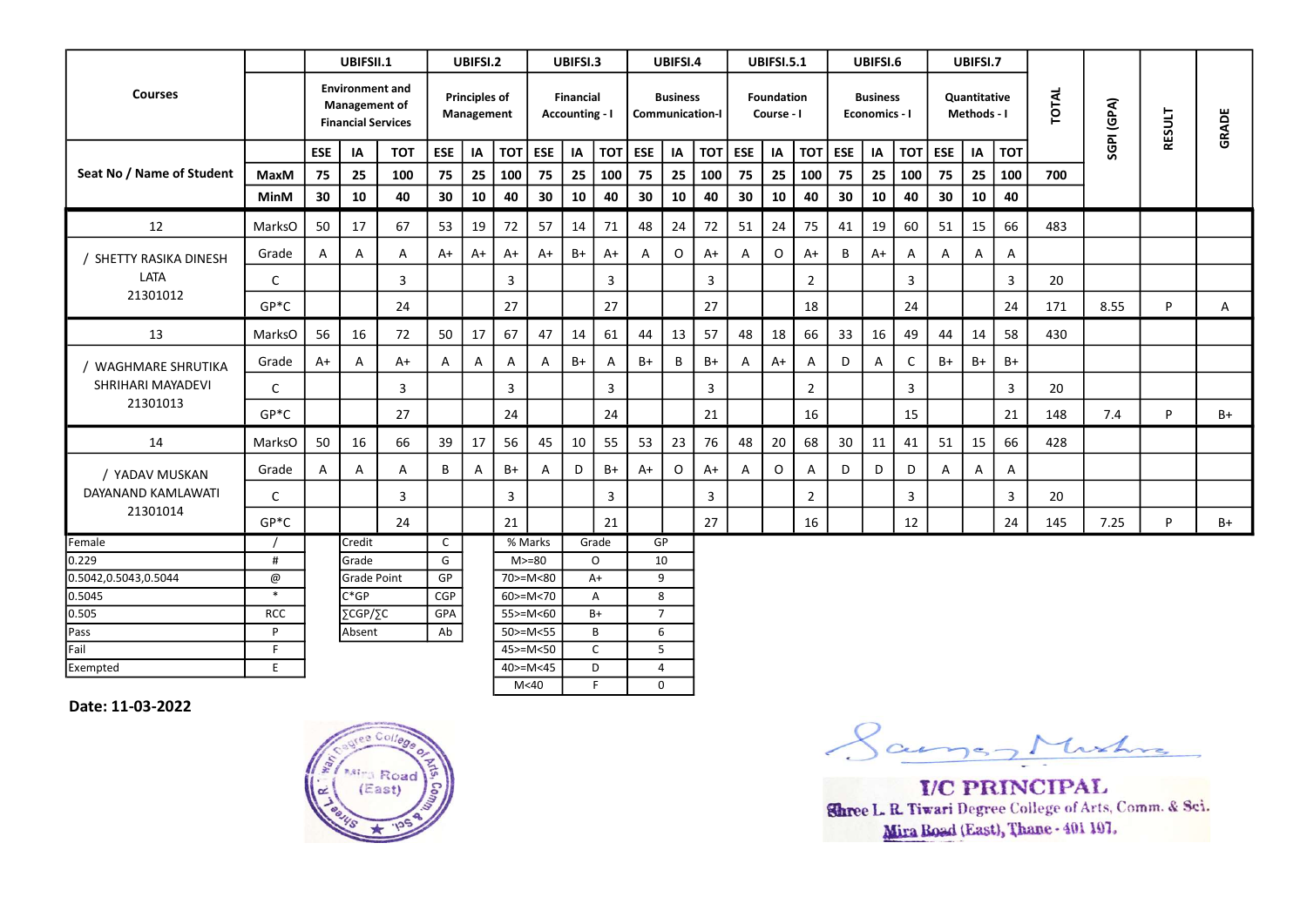| Courses | | UBIFSII.1 | | | UBIFSI.2 | | | UBIFSI.3 | | | UBIFSI.4 | | | UBIFSI.5.1 | | | UBIFSI.6 | | | UBIFSI.7 | | | TOTAL | SGPI (GPA) | RESULT | GRADE |
|---|---|---|---|---|---|---|---|---|---|---|---|---|---|---|---|---|---|---|---|---|---|---|---|---|---|---|
| | | Environment and Management of Financial Services | | | Principles of Management | | | Financial Accounting - I | | | Business Communication-I | | | Foundation Course - I | | | Business Economics - I | | | Quantitative Methods - I | | | | | | |
| Seat No / Name of Student | | ESE | IA | TOT | ESE | IA | TOT | ESE | IA | TOT | ESE | IA | TOT | ESE | IA | TOT | ESE | IA | TOT | ESE | IA | TOT | | | | |
| | MaxM | 75 | 25 | 100 | 75 | 25 | 100 | 75 | 25 | 100 | 75 | 25 | 100 | 75 | 25 | 100 | 75 | 25 | 100 | 75 | 25 | 100 | 700 | | | |
| | MinM | 30 | 10 | 40 | 30 | 10 | 40 | 30 | 10 | 40 | 30 | 10 | 40 | 30 | 10 | 40 | 30 | 10 | 40 | 30 | 10 | 40 | | | | |
| 12 | MarksO | 50 | 17 | 67 | 53 | 19 | 72 | 57 | 14 | 71 | 48 | 24 | 72 | 51 | 24 | 75 | 41 | 19 | 60 | 51 | 15 | 66 | 483 | | | |
| / SHETTY RASIKA DINESH LATA 21301012 | Grade | A | A | A | A+ | A+ | A+ | A+ | B+ | A+ | A | O | A+ | A | O | A+ | B | A+ | A | A | A | A | | | | |
| | C | | | 3 | | | 3 | | | 3 | | | 3 | | | 2 | | | 3 | | | 3 | 20 | | | |
| | GP*C | | | 24 | | | 27 | | | 27 | | | 27 | | | 18 | | | 24 | | | 24 | 171 | 8.55 | P | A |
| 13 | MarksO | 56 | 16 | 72 | 50 | 17 | 67 | 47 | 14 | 61 | 44 | 13 | 57 | 48 | 18 | 66 | 33 | 16 | 49 | 44 | 14 | 58 | 430 | | | |
| / WAGHMARE SHRUTIKA SHRIHARI MAYADEVI 21301013 | Grade | A+ | A | A+ | A | A | A | A | B+ | A | B+ | B | B+ | A | A+ | A | D | A | C | B+ | B+ | B+ | | | | |
| | C | | | 3 | | | 3 | | | 3 | | | 3 | | | 2 | | | 3 | | | 3 | 20 | | | |
| | GP*C | | | 27 | | | 24 | | | 24 | | | 21 | | | 16 | | | 15 | | | 21 | 148 | 7.4 | P | B+ |
| 14 | MarksO | 50 | 16 | 66 | 39 | 17 | 56 | 45 | 10 | 55 | 53 | 23 | 76 | 48 | 20 | 68 | 30 | 11 | 41 | 51 | 15 | 66 | 428 | | | |
| / YADAV MUSKAN DAYANAND KAMLAWATI 21301014 | Grade | A | A | A | B | A | B+ | A | D | B+ | A+ | O | A+ | A | O | A | D | D | D | A | A | A | | | | |
| | C | | | 3 | | | 3 | | | 3 | | | 3 | | | 2 | | | 3 | | | 3 | 20 | | | |
| | GP*C | | | 24 | | | 21 | | | 21 | | | 27 | | | 16 | | | 12 | | | 24 | 145 | 7.25 | P | B+ |

| | |
|---|---|
| Female | / |
| 0.229 | # |
| 0.5042,0.5043,0.5044 | @ |
| 0.5045 | * |
| 0.505 | RCC |
| Pass | P |
| Fail | F |
| Exempted | E |

| | |
|---|---|
| Credit | C |
| Grade | G |
| Grade Point | GP |
| C*GP | CGP |
| ∑CGP/∑C | GPA |
| Absent | Ab |

| % Marks | Grade | GP |
|---|---|---|
| M>=80 | O | 10 |
| 70>=M<80 | A+ | 9 |
| 60>=M<70 | A | 8 |
| 55>=M<60 | B+ | 7 |
| 50>=M<55 | B | 6 |
| 45>=M<50 | C | 5 |
| 40>=M<45 | D | 4 |
| M<40 | F | 0 |

**Date: 11-03-2022**

Shree L.R. Tiwari Degree College of Arts, Comm. & Sci. Mira Road (East)

I/C PRINCIPAL
Shree L. R. Tiwari Degree College of Arts, Comm. & Sci.
Mira Road (East), Thane - 401 107.